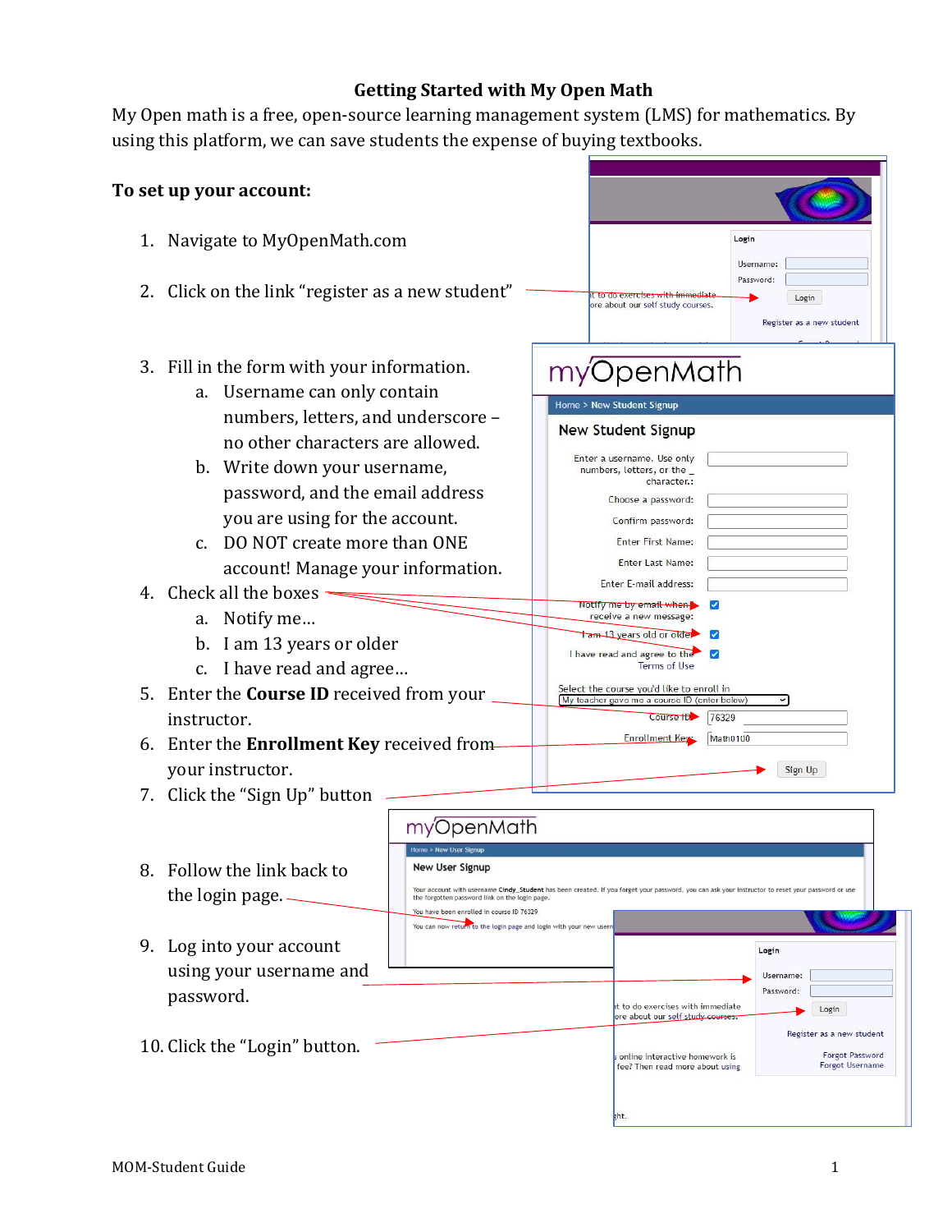# Getting Started with My Open Math

My Open math is a free, open-source learning management system (LMS) for mathematics. By using this platform, we can save students the expense of buying textbooks.

**To set up your account:**

1. Navigate to MyOpenMath.com
2. Click on the link "register as a new student"
3. Fill in the form with your information.
   a. Username can only contain numbers, letters, and underscore – no other characters are allowed.
   b. Write down your username, password, and the email address you are using for the account.
   c. DO NOT create more than ONE account! Manage your information.
4. Check all the boxes
   a. Notify me…
   b. I am 13 years or older
   c. I have read and agree…
5. Enter the **Course ID** received from your instructor.
6. Enter the **Enrollment Key** received from your instructor.
7. Click the "Sign Up" button
8. Follow the link back to the login page.
9. Log into your account using your username and password.
10. Click the "Login" button.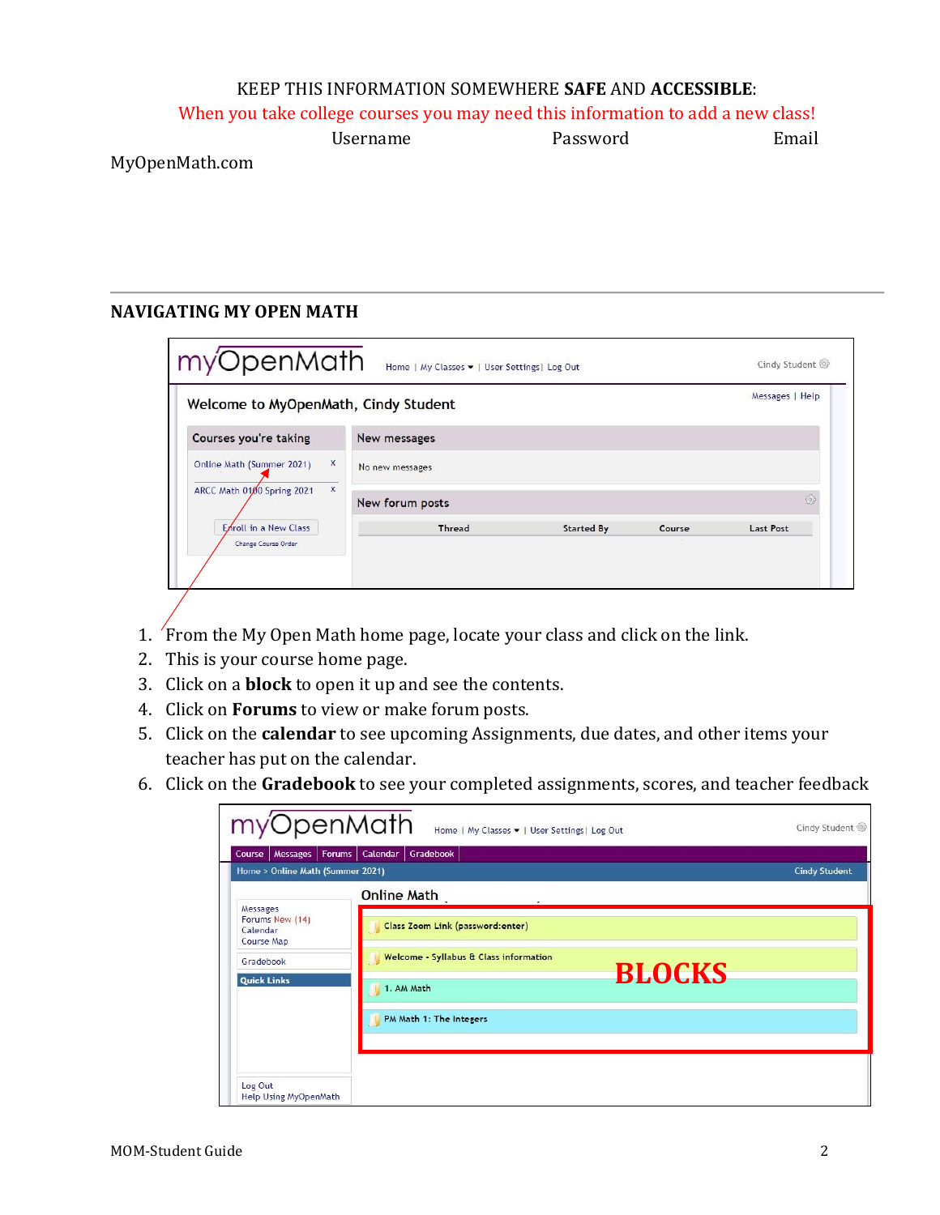KEEP THIS INFORMATION SOMEWHERE **SAFE** AND **ACCESSIBLE**:

When you take college courses you may need this information to add a new class!

| | Username | Password | Email |
|---|---|---|---|
| MyOpenMath.com | | | |

---

## NAVIGATING MY OPEN MATH

1. From the My Open Math home page, locate your class and click on the link.
2. This is your course home page.
3. Click on a **block** to open it up and see the contents.
4. Click on **Forums** to view or make forum posts.
5. Click on the **calendar** to see upcoming Assignments, due dates, and other items your teacher has put on the calendar.
6. Click on the **Gradebook** to see your completed assignments, scores, and teacher feedback

MOM-Student Guide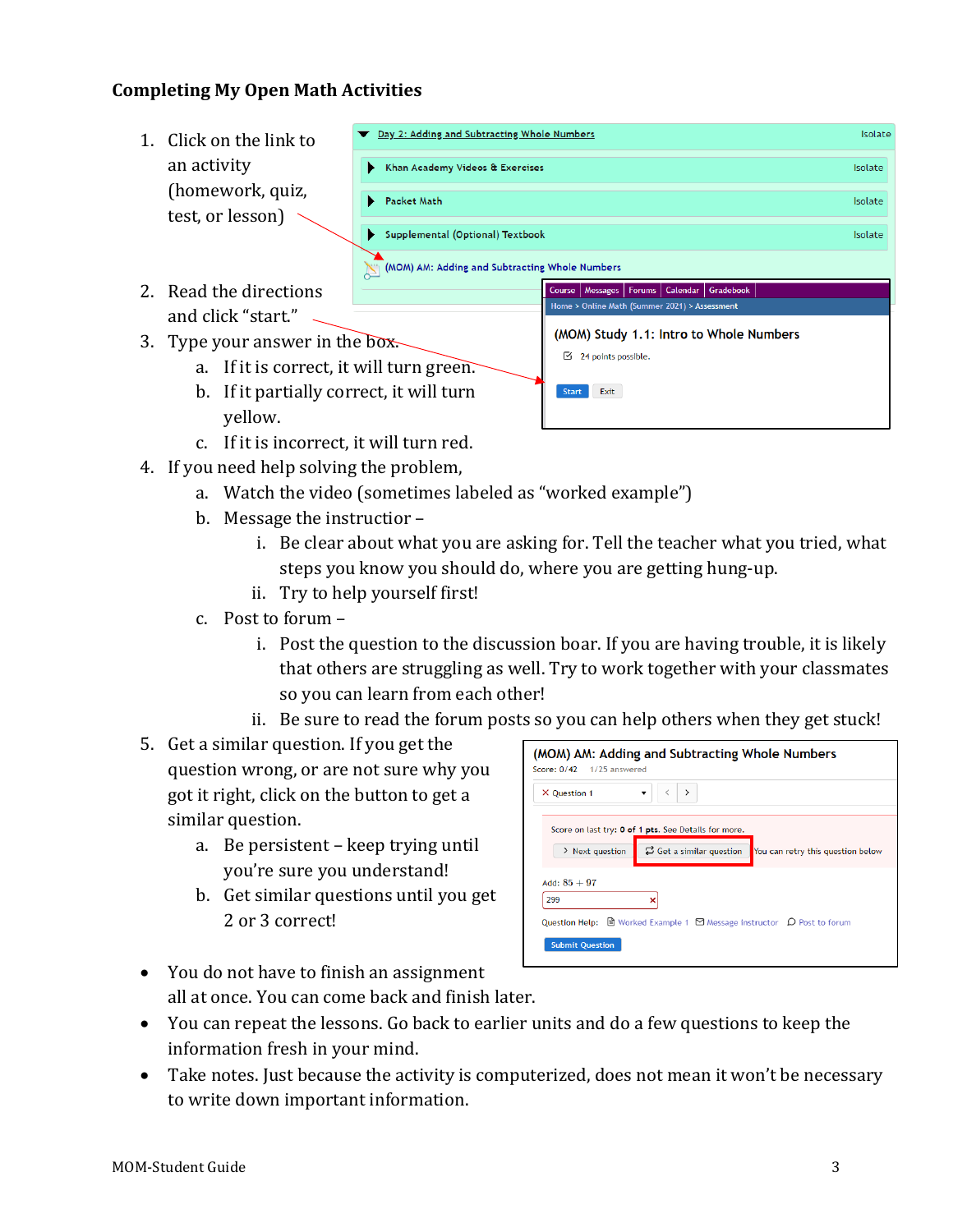## Completing My Open Math Activities

1. Click on the link to an activity (homework, quiz, test, or lesson)
2. Read the directions and click "start."
3. Type your answer in the box.
   a. If it is correct, it will turn green.
   b. If it partially correct, it will turn yellow.
   c. If it is incorrect, it will turn red.
4. If you need help solving the problem,
   a. Watch the video (sometimes labeled as "worked example")
   b. Message the instructor –
      i. Be clear about what you are asking for. Tell the teacher what you tried, what steps you know you should do, where you are getting hung-up.
      ii. Try to help yourself first!
   c. Post to forum –
      i. Post the question to the discussion boar. If you are having trouble, it is likely that others are struggling as well. Try to work together with your classmates so you can learn from each other!
      ii. Be sure to read the forum posts so you can help others when they get stuck!
5. Get a similar question. If you get the question wrong, or are not sure why you got it right, click on the button to get a similar question.
   a. Be persistent – keep trying until you're sure you understand!
   b. Get similar questions until you get 2 or 3 correct!

- You do not have to finish an assignment all at once. You can come back and finish later.
- You can repeat the lessons. Go back to earlier units and do a few questions to keep the information fresh in your mind.
- Take notes. Just because the activity is computerized, does not mean it won't be necessary to write down important information.